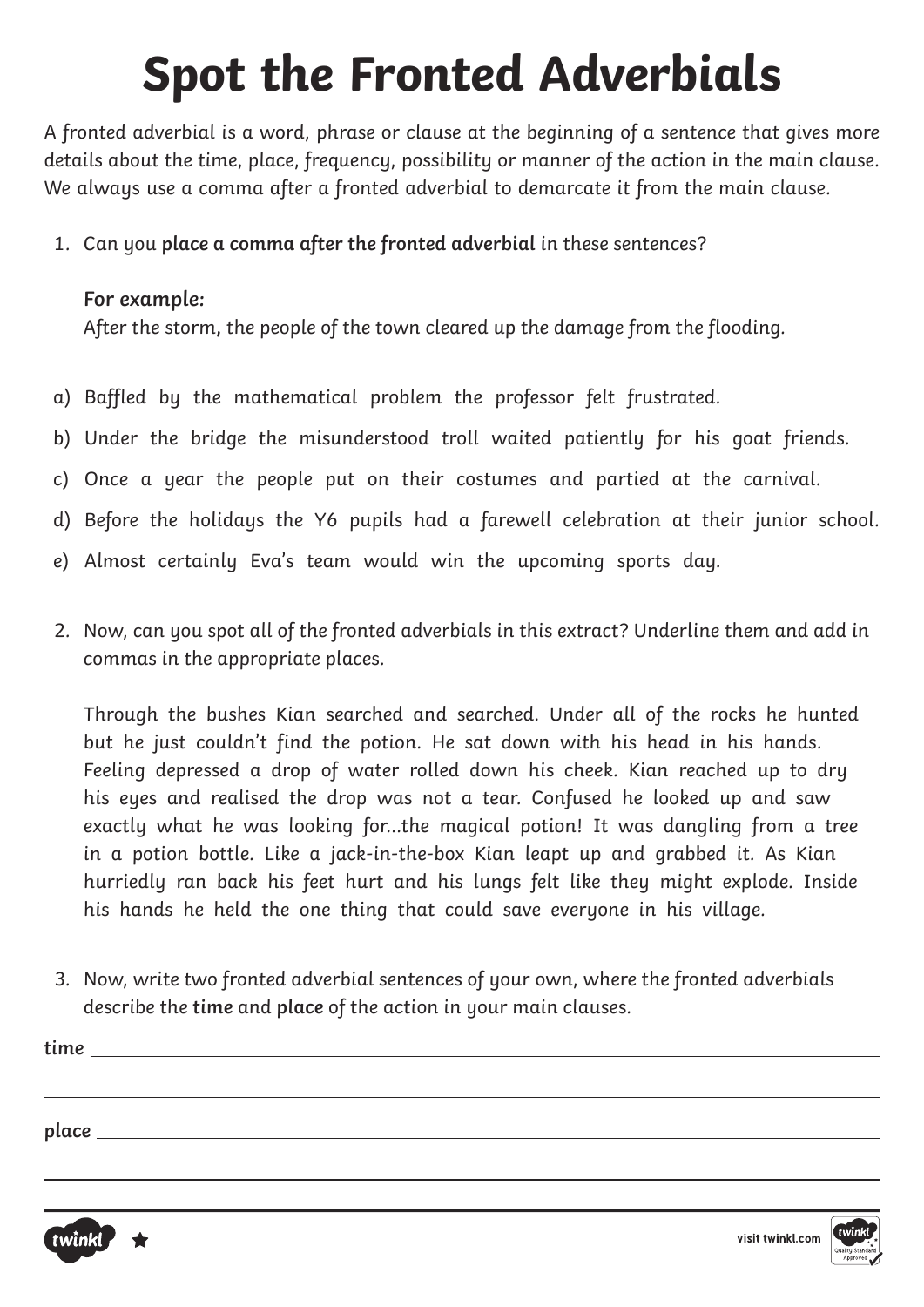# Spot the Fronted Adverbials

A fronted adverbial is a word, phrase or clause at the beginning of a sentence that gives more details about the time, place, frequency, possibility or manner of the action in the main clause. We always use a comma after a fronted adverbial to demarcate it from the main clause.

1. Can you **place a comma after the fronted adverbial** in these sentences?

   **For example:**
   After the storm**,** the people of the town cleared up the damage from the flooding.

a) Baffled by the mathematical problem the professor felt frustrated.

b) Under the bridge the misunderstood troll waited patiently for his goat friends.

c) Once a year the people put on their costumes and partied at the carnival.

d) Before the holidays the Y6 pupils had a farewell celebration at their junior school.

e) Almost certainly Eva's team would win the upcoming sports day.

2. Now, can you spot all of the fronted adverbials in this extract? Underline them and add in commas in the appropriate places.

   Through the bushes Kian searched and searched. Under all of the rocks he hunted but he just couldn't find the potion. He sat down with his head in his hands. Feeling depressed a drop of water rolled down his cheek. Kian reached up to dry his eyes and realised the drop was not a tear. Confused he looked up and saw exactly what he was looking for...the magical potion! It was dangling from a tree in a potion bottle. Like a jack-in-the-box Kian leapt up and grabbed it. As Kian hurriedly ran back his feet hurt and his lungs felt like they might explode. Inside his hands he held the one thing that could save everyone in his village.

3. Now, write two fronted adverbial sentences of your own, where the fronted adverbials describe the **time** and **place** of the action in your main clauses.

**time** ______________________________________________

______________________________________________

**place** ______________________________________________

______________________________________________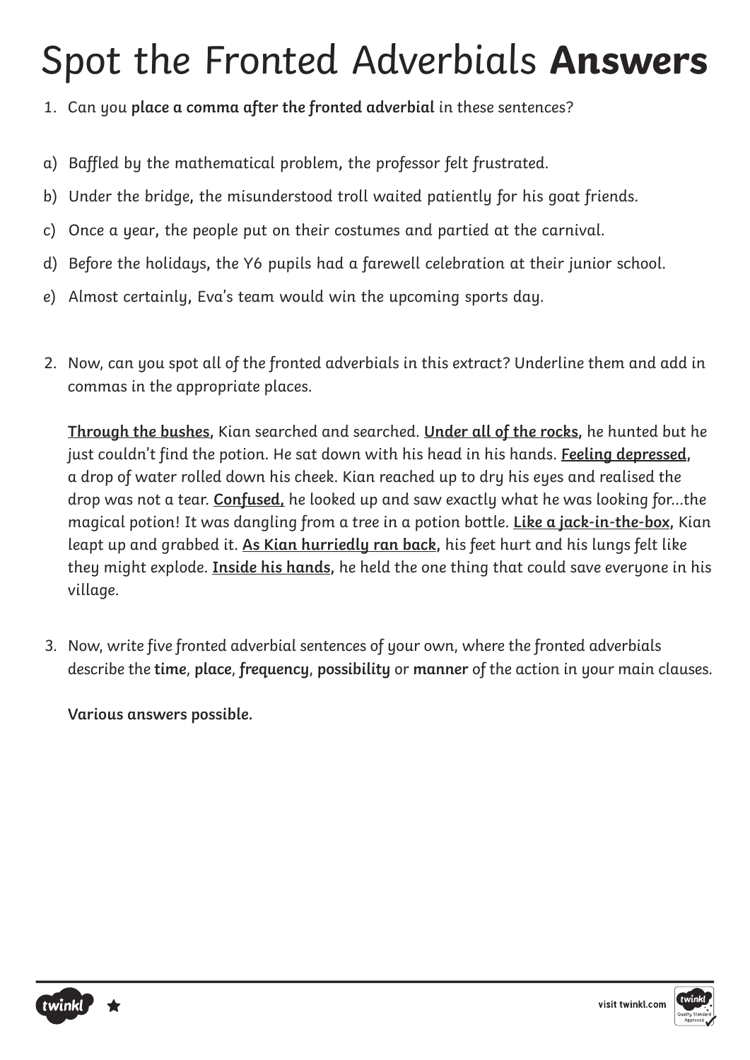# Spot the Fronted Adverbials **Answers**

1. Can you **place a comma after the fronted adverbial** in these sentences?

a) Baffled by the mathematical problem, the professor felt frustrated.

b) Under the bridge, the misunderstood troll waited patiently for his goat friends.

c) Once a year, the people put on their costumes and partied at the carnival.

d) Before the holidays, the Y6 pupils had a farewell celebration at their junior school.

e) Almost certainly, Eva's team would win the upcoming sports day.

2. Now, can you spot all of the fronted adverbials in this extract? Underline them and add in commas in the appropriate places.

   <u>**Through the bushes**</u>, Kian searched and searched. <u>**Under all of the rocks**</u>, he hunted but he just couldn't find the potion. He sat down with his head in his hands. <u>**Feeling depressed**</u>, a drop of water rolled down his cheek. Kian reached up to dry his eyes and realised the drop was not a tear. <u>**Confused,**</u> he looked up and saw exactly what he was looking for...the magical potion! It was dangling from a tree in a potion bottle. <u>**Like a jack-in-the-box**</u>, Kian leapt up and grabbed it. <u>**As Kian hurriedly ran back**</u>, his feet hurt and his lungs felt like they might explode. <u>**Inside his hands**</u>, he held the one thing that could save everyone in his village.

3. Now, write five fronted adverbial sentences of your own, where the fronted adverbials describe the **time**, **place**, **frequency**, **possibility** or **manner** of the action in your main clauses.

   **Various answers possible.**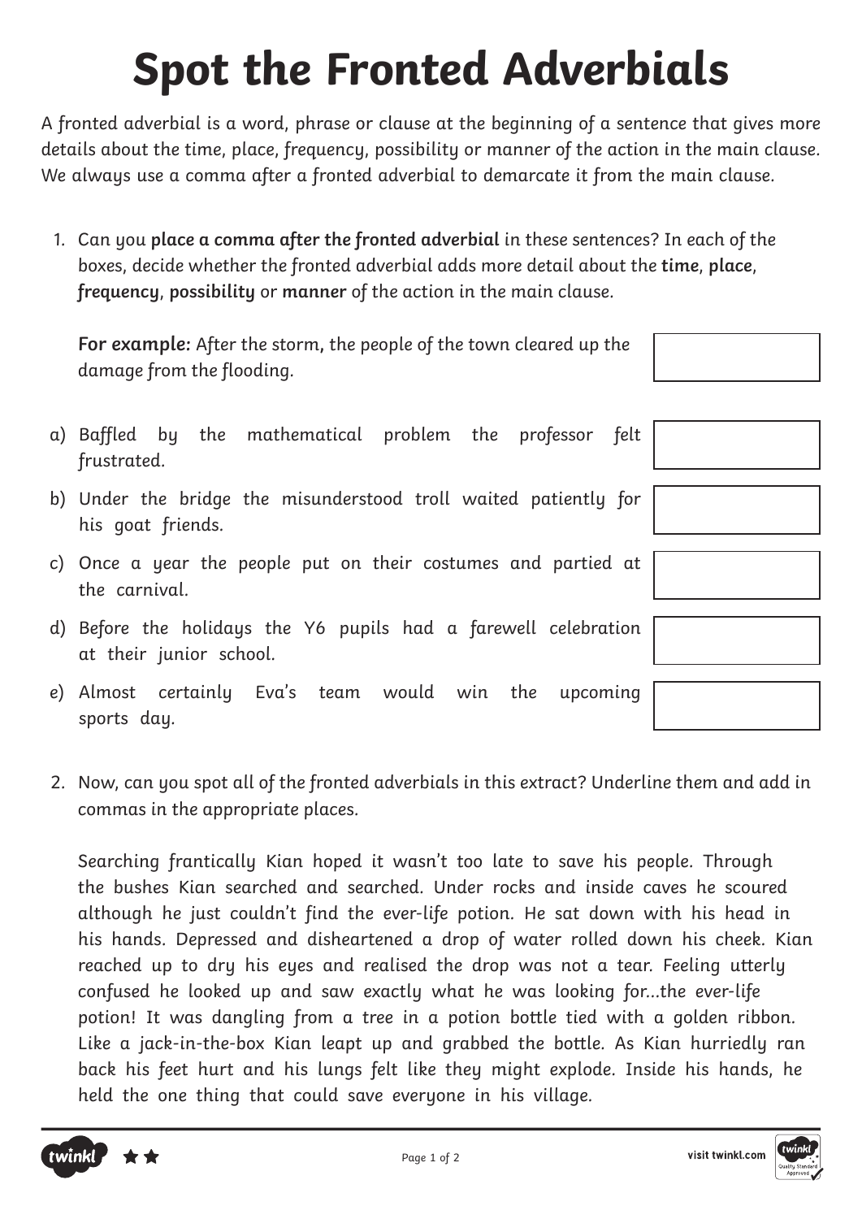# Spot the Fronted Adverbials

A fronted adverbial is a word, phrase or clause at the beginning of a sentence that gives more details about the time, place, frequency, possibility or manner of the action in the main clause. We always use a comma after a fronted adverbial to demarcate it from the main clause.

1. Can you **place a comma after the fronted adverbial** in these sentences? In each of the boxes, decide whether the fronted adverbial adds more detail about the **time**, **place**, **frequency**, **possibility** or **manner** of the action in the main clause.

   **For example:** After the storm**,** the people of the town cleared up the damage from the flooding.

a) Baffled by the mathematical problem the professor felt frustrated.

b) Under the bridge the misunderstood troll waited patiently for his goat friends.

c) Once a year the people put on their costumes and partied at the carnival.

d) Before the holidays the Y6 pupils had a farewell celebration at their junior school.

e) Almost certainly Eva's team would win the upcoming sports day.

2. Now, can you spot all of the fronted adverbials in this extract? Underline them and add in commas in the appropriate places.

   Searching frantically Kian hoped it wasn't too late to save his people. Through the bushes Kian searched and searched. Under rocks and inside caves he scoured although he just couldn't find the ever-life potion. He sat down with his head in his hands. Depressed and disheartened a drop of water rolled down his cheek. Kian reached up to dry his eyes and realised the drop was not a tear. Feeling utterly confused he looked up and saw exactly what he was looking for...the ever-life potion! It was dangling from a tree in a potion bottle tied with a golden ribbon. Like a jack-in-the-box Kian leapt up and grabbed the bottle. As Kian hurriedly ran back his feet hurt and his lungs felt like they might explode. Inside his hands, he held the one thing that could save everyone in his village.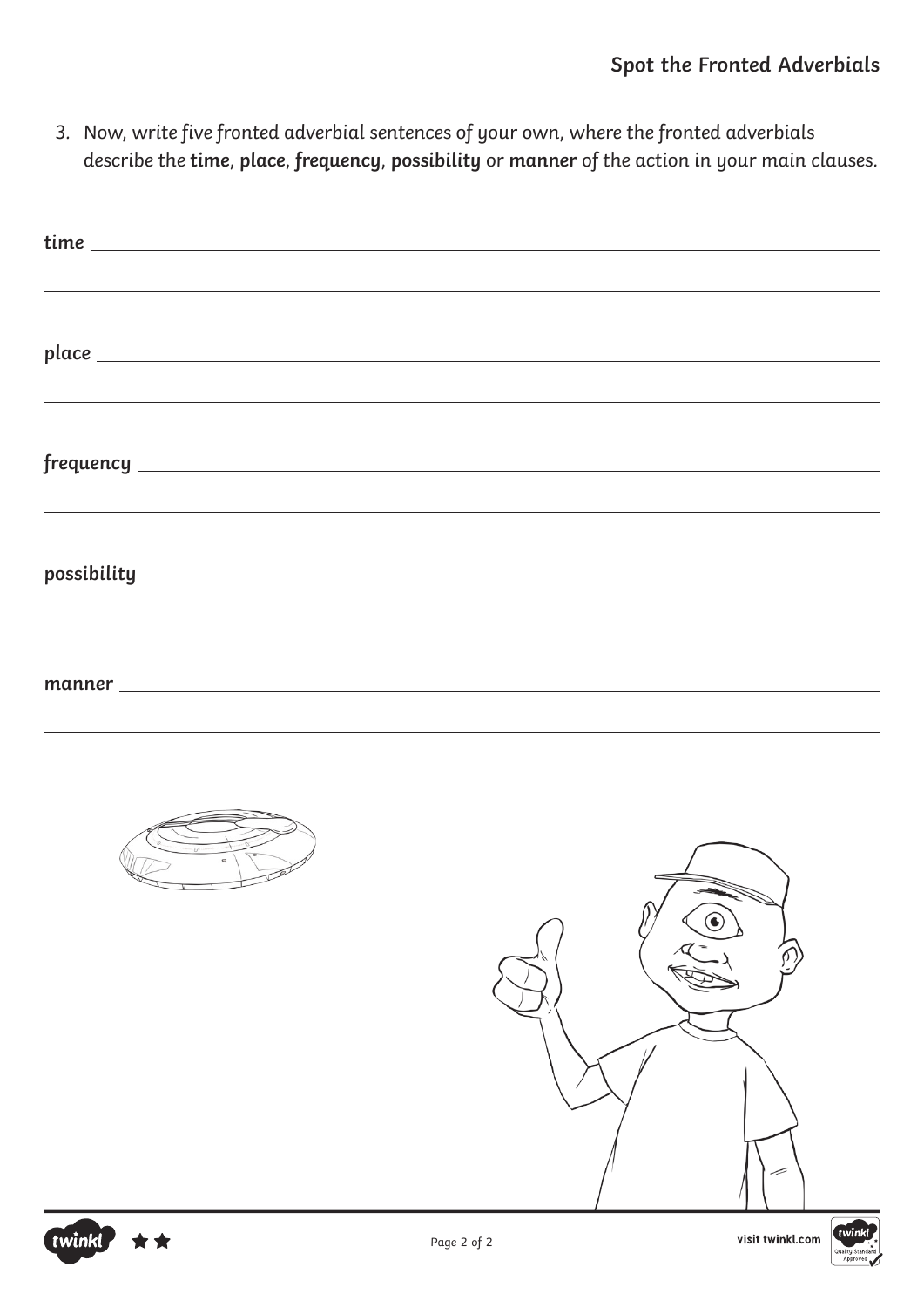## Spot the Fronted Adverbials

3. Now, write five fronted adverbial sentences of your own, where the fronted adverbials describe the **time**, **place**, **frequency**, **possibility** or **manner** of the action in your main clauses.

**time** \_\_\_\_\_\_\_\_\_\_\_\_\_\_\_\_\_\_\_\_\_\_\_\_\_\_\_\_\_\_\_\_\_\_\_\_\_\_\_\_\_\_\_\_\_\_\_\_\_\_\_\_\_\_\_\_\_\_\_\_\_\_\_\_\_\_\_\_\_\_

\_\_\_\_\_\_\_\_\_\_\_\_\_\_\_\_\_\_\_\_\_\_\_\_\_\_\_\_\_\_\_\_\_\_\_\_\_\_\_\_\_\_\_\_\_\_\_\_\_\_\_\_\_\_\_\_\_\_\_\_\_\_\_\_\_\_\_\_\_\_\_\_\_\_\_\_\_

**place** \_\_\_\_\_\_\_\_\_\_\_\_\_\_\_\_\_\_\_\_\_\_\_\_\_\_\_\_\_\_\_\_\_\_\_\_\_\_\_\_\_\_\_\_\_\_\_\_\_\_\_\_\_\_\_\_\_\_\_\_\_\_\_\_\_\_\_\_\_

\_\_\_\_\_\_\_\_\_\_\_\_\_\_\_\_\_\_\_\_\_\_\_\_\_\_\_\_\_\_\_\_\_\_\_\_\_\_\_\_\_\_\_\_\_\_\_\_\_\_\_\_\_\_\_\_\_\_\_\_\_\_\_\_\_\_\_\_\_\_\_\_\_\_\_\_\_

**frequency** \_\_\_\_\_\_\_\_\_\_\_\_\_\_\_\_\_\_\_\_\_\_\_\_\_\_\_\_\_\_\_\_\_\_\_\_\_\_\_\_\_\_\_\_\_\_\_\_\_\_\_\_\_\_\_\_\_\_\_\_\_\_\_\_\_\_

\_\_\_\_\_\_\_\_\_\_\_\_\_\_\_\_\_\_\_\_\_\_\_\_\_\_\_\_\_\_\_\_\_\_\_\_\_\_\_\_\_\_\_\_\_\_\_\_\_\_\_\_\_\_\_\_\_\_\_\_\_\_\_\_\_\_\_\_\_\_\_\_\_\_\_\_\_

**possibility** \_\_\_\_\_\_\_\_\_\_\_\_\_\_\_\_\_\_\_\_\_\_\_\_\_\_\_\_\_\_\_\_\_\_\_\_\_\_\_\_\_\_\_\_\_\_\_\_\_\_\_\_\_\_\_\_\_\_\_\_\_\_\_\_\_

\_\_\_\_\_\_\_\_\_\_\_\_\_\_\_\_\_\_\_\_\_\_\_\_\_\_\_\_\_\_\_\_\_\_\_\_\_\_\_\_\_\_\_\_\_\_\_\_\_\_\_\_\_\_\_\_\_\_\_\_\_\_\_\_\_\_\_\_\_\_\_\_\_\_\_\_\_

**manner** \_\_\_\_\_\_\_\_\_\_\_\_\_\_\_\_\_\_\_\_\_\_\_\_\_\_\_\_\_\_\_\_\_\_\_\_\_\_\_\_\_\_\_\_\_\_\_\_\_\_\_\_\_\_\_\_\_\_\_\_\_\_\_\_\_\_\_\_

\_\_\_\_\_\_\_\_\_\_\_\_\_\_\_\_\_\_\_\_\_\_\_\_\_\_\_\_\_\_\_\_\_\_\_\_\_\_\_\_\_\_\_\_\_\_\_\_\_\_\_\_\_\_\_\_\_\_\_\_\_\_\_\_\_\_\_\_\_\_\_\_\_\_\_\_\_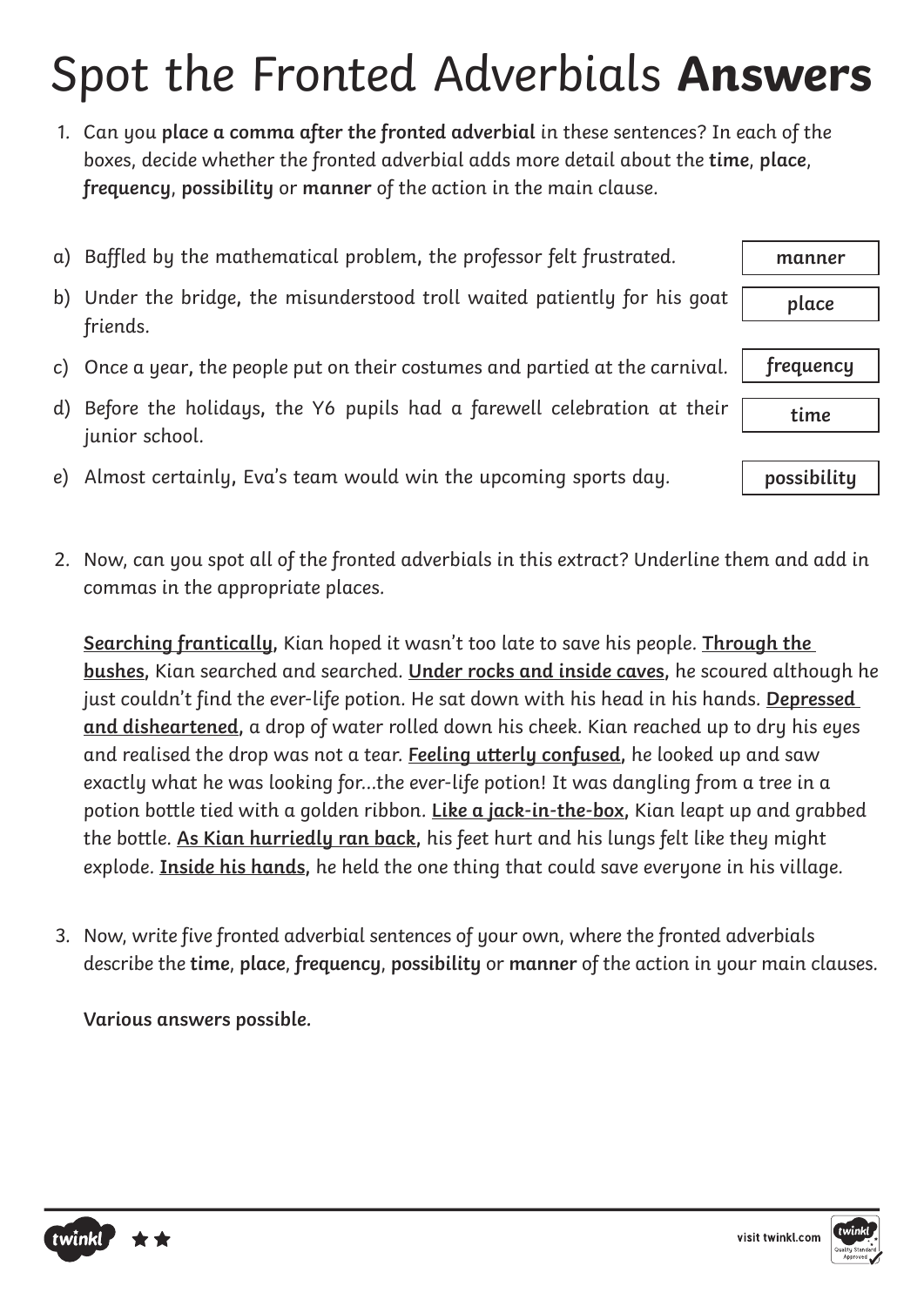# Spot the Fronted Adverbials **Answers**

1. Can you **place a comma after the fronted adverbial** in these sentences? In each of the boxes, decide whether the fronted adverbial adds more detail about the **time**, **place**, **frequency**, **possibility** or **manner** of the action in the main clause.

| Sentence | Answer |
| --- | --- |
| a) Baffled by the mathematical problem**,** the professor felt frustrated. | **manner** |
| b) Under the bridge**,** the misunderstood troll waited patiently for his goat friends. | **place** |
| c) Once a year**,** the people put on their costumes and partied at the carnival. | **frequency** |
| d) Before the holidays**,** the Y6 pupils had a farewell celebration at their junior school. | **time** |
| e) Almost certainly**,** Eva's team would win the upcoming sports day. | **possibility** |

2. Now, can you spot all of the fronted adverbials in this extract? Underline them and add in commas in the appropriate places.

**<u>Searching frantically</u>,** Kian hoped it wasn't too late to save his people. **<u>Through the bushes</u>,** Kian searched and searched. **<u>Under rocks and inside caves</u>,** he scoured although he just couldn't find the ever-life potion. He sat down with his head in his hands. **<u>Depressed and disheartened</u>,** a drop of water rolled down his cheek. Kian reached up to dry his eyes and realised the drop was not a tear. **<u>Feeling utterly confused</u>,** he looked up and saw exactly what he was looking for…the ever-life potion! It was dangling from a tree in a potion bottle tied with a golden ribbon. **<u>Like a jack-in-the-box</u>,** Kian leapt up and grabbed the bottle. **<u>As Kian hurriedly ran back</u>,** his feet hurt and his lungs felt like they might explode. **<u>Inside his hands</u>,** he held the one thing that could save everyone in his village.

3. Now, write five fronted adverbial sentences of your own, where the fronted adverbials describe the **time**, **place**, **frequency**, **possibility** or **manner** of the action in your main clauses.

**Various answers possible.**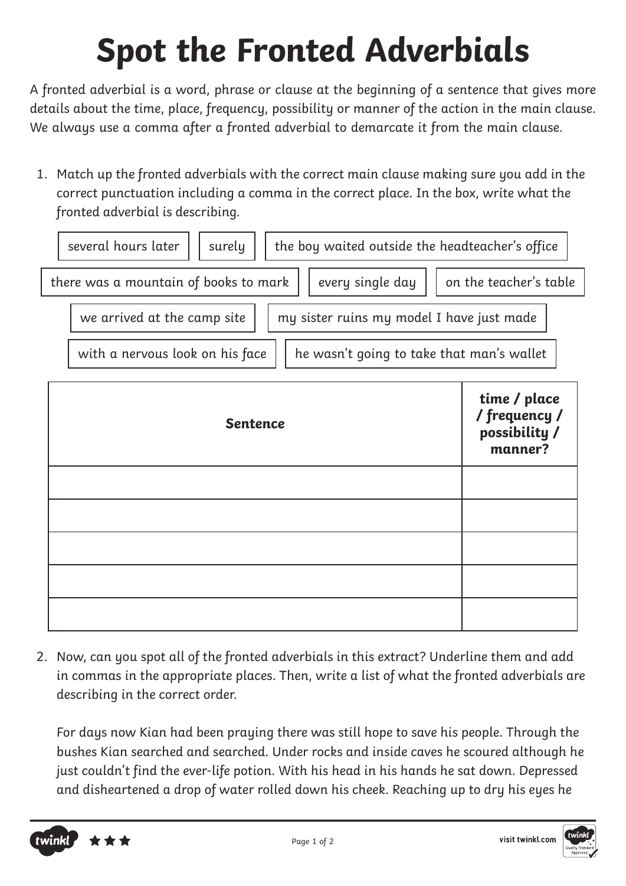# Spot the Fronted Adverbials

A fronted adverbial is a word, phrase or clause at the beginning of a sentence that gives more details about the time, place, frequency, possibility or manner of the action in the main clause. We always use a comma after a fronted adverbial to demarcate it from the main clause.

1. Match up the fronted adverbials with the correct main clause making sure you add in the correct punctuation including a comma in the correct place. In the box, write what the fronted adverbial is describing.

several hours later | surely | the boy waited outside the headteacher's office

there was a mountain of books to mark | every single day | on the teacher's table

we arrived at the camp site | my sister ruins my model I have just made

with a nervous look on his face | he wasn't going to take that man's wallet

| Sentence | time / place / frequency / possibility / manner? |
|---|---|
| | |
| | |
| | |
| | |
| | |

2. Now, can you spot all of the fronted adverbials in this extract? Underline them and add in commas in the appropriate places. Then, write a list of what the fronted adverbials are describing in the correct order.

For days now Kian had been praying there was still hope to save his people. Through the bushes Kian searched and searched. Under rocks and inside caves he scoured although he just couldn't find the ever-life potion. With his head in his hands he sat down. Depressed and disheartened a drop of water rolled down his cheek. Reaching up to dry his eyes he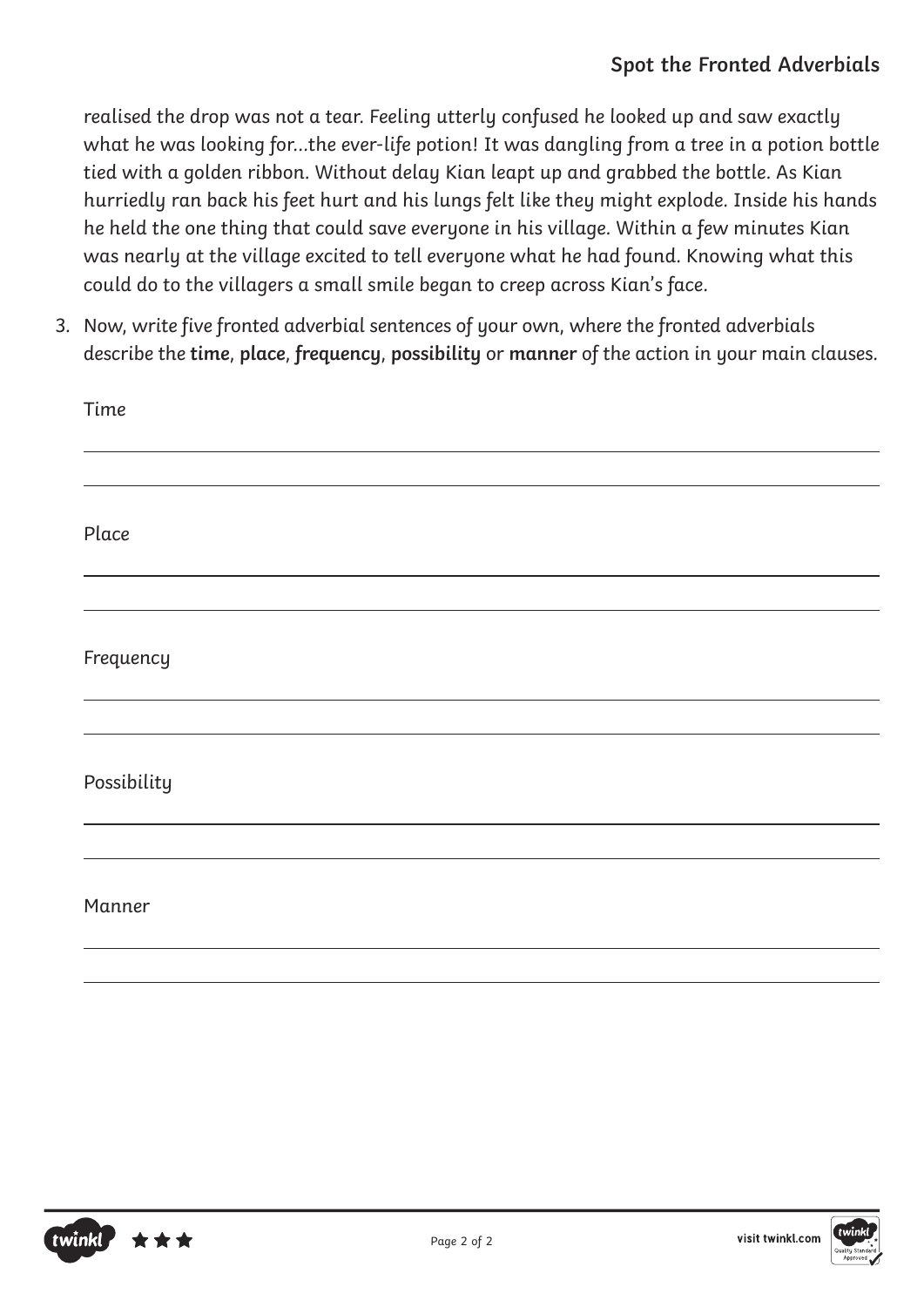realised the drop was not a tear. Feeling utterly confused he looked up and saw exactly what he was looking for…the ever-life potion! It was dangling from a tree in a potion bottle tied with a golden ribbon. Without delay Kian leapt up and grabbed the bottle. As Kian hurriedly ran back his feet hurt and his lungs felt like they might explode. Inside his hands he held the one thing that could save everyone in his village. Within a few minutes Kian was nearly at the village excited to tell everyone what he had found. Knowing what this could do to the villagers a small smile began to creep across Kian's face.

3. Now, write five fronted adverbial sentences of your own, where the fronted adverbials describe the **time**, **place**, **frequency**, **possibility** or **manner** of the action in your main clauses.

Time

_______________________________________________

_______________________________________________

Place

_______________________________________________

_______________________________________________

Frequency

_______________________________________________

_______________________________________________

Possibility

_______________________________________________

_______________________________________________

Manner

_______________________________________________

_______________________________________________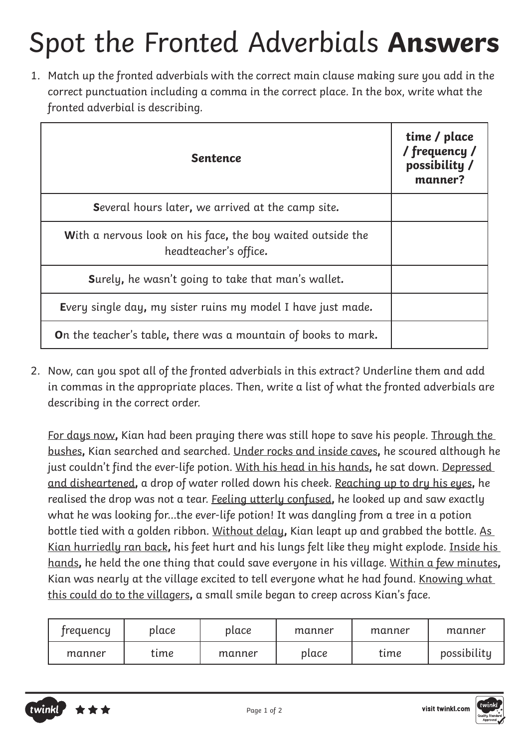# Spot the Fronted Adverbials **Answers**

1. Match up the fronted adverbials with the correct main clause making sure you add in the correct punctuation including a comma in the correct place. In the box, write what the fronted adverbial is describing.

| **Sentence** | **time / place / frequency / possibility / manner?** |
|---|---|
| **S**everal hours later**,** we arrived at the camp site**.** | |
| **W**ith a nervous look on his face**,** the boy waited outside the headteacher's office**.** | |
| **S**urely**,** he wasn't going to take that man's wallet**.** | |
| **E**very single day**,** my sister ruins my model I have just made**.** | |
| **O**n the teacher's table**,** there was a mountain of books to mark**.** | |

2. Now, can you spot all of the fronted adverbials in this extract? Underline them and add in commas in the appropriate places. Then, write a list of what the fronted adverbials are describing in the correct order.

<u>For days now</u>**,** Kian had been praying there was still hope to save his people. <u>Through the bushes</u>**,** Kian searched and searched. <u>Under rocks and inside caves</u>**,** he scoured although he just couldn't find the ever-life potion. <u>With his head in his hands</u>**,** he sat down. <u>Depressed and disheartened</u>**,** a drop of water rolled down his cheek. <u>Reaching up to dry his eyes</u>**,** he realised the drop was not a tear. <u>Feeling utterly confused</u>**,** he looked up and saw exactly what he was looking for...the ever-life potion! It was dangling from a tree in a potion bottle tied with a golden ribbon. <u>Without delay</u>**,** Kian leapt up and grabbed the bottle. <u>As Kian hurriedly ran back</u>**,** his feet hurt and his lungs felt like they might explode. <u>Inside his hands</u>**,** he held the one thing that could save everyone in his village. <u>Within a few minutes</u>**,** Kian was nearly at the village excited to tell everyone what he had found. <u>Knowing what this could do to the villagers</u>**,** a small smile began to creep across Kian's face.

| frequency | place | place | manner | manner | manner |
|---|---|---|---|---|---|
| manner | time | manner | place | time | possibility |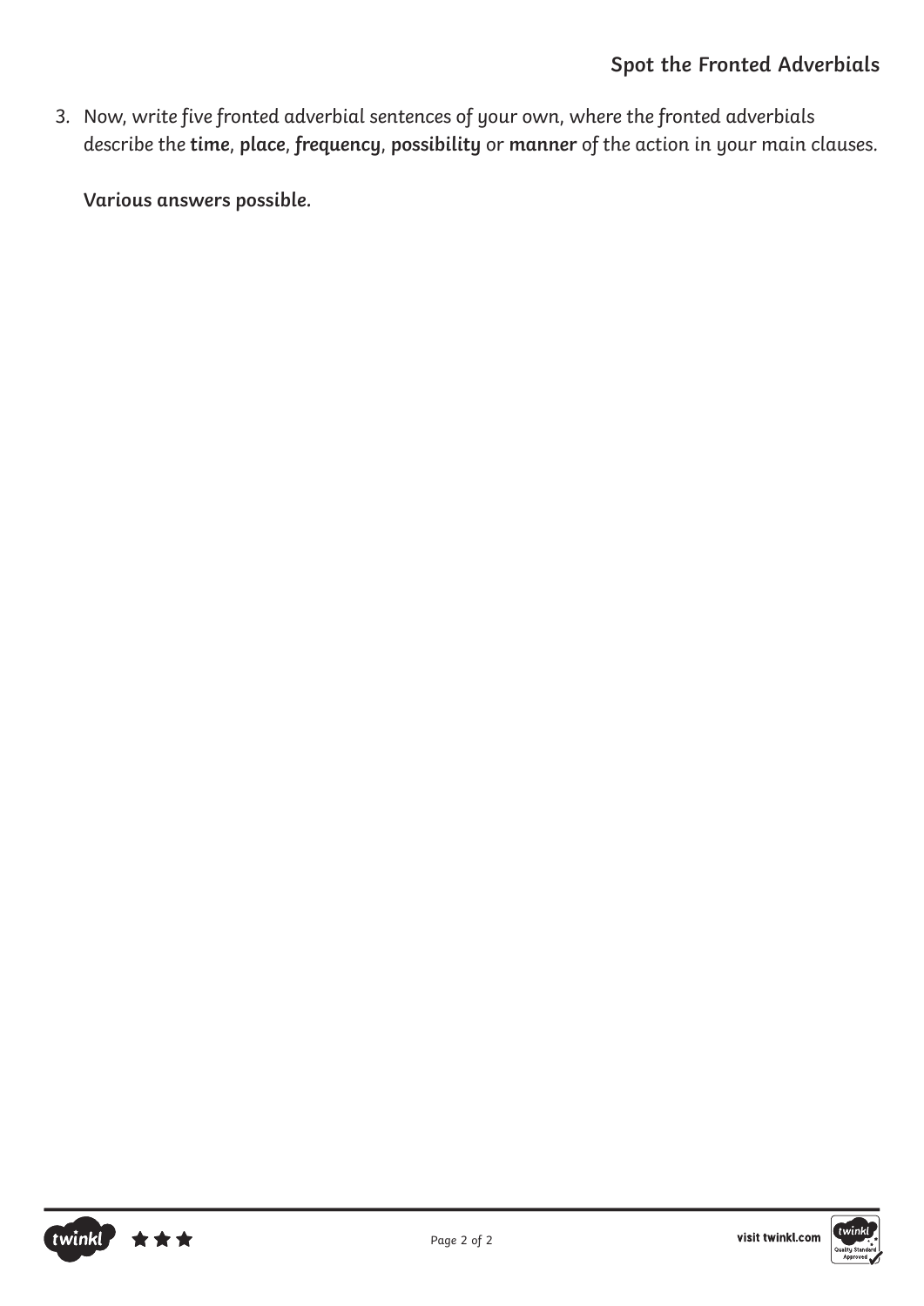3. *Now, write five fronted adverbial sentences of your own, where the fronted adverbials describe the* **time**, **place**, **frequency**, **possibility** *or* **manner** *of the action in your main clauses.*

   **Various answers possible.**